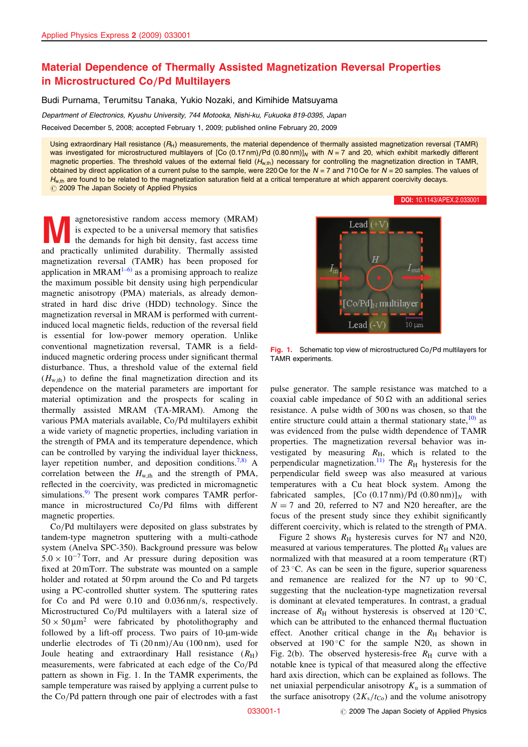# Material Dependence of Thermally Assisted Magnetization Reversal Properties in Microstructured Co/Pd Multilayers

Budi Purnama, Terumitsu Tanaka, Yukio Nozaki, and Kimihide Matsuyama

*Department of Electronics, Kyushu University, 744 Motooka, Nishi-ku, Fukuoka 819-0395, Japan*

Received December 5, 2008; accepted February 1, 2009; published online February 20, 2009

Using extraordinary Hall resistance ($R_H$) measurements, the material dependence of thermally assisted magnetization reversal (TAMR) was investigated for microstructured multilayers of [Co (0.17 nm)/Pd (0.80 nm)]$_N$ with $N = 7$ and 20, which exhibit markedly different magnetic properties. The threshold values of the external field ($H_{w,th}$) necessary for controlling the magnetization direction in TAMR, obtained by direct application of a current pulse to the sample, were 220 Oe for the $N = 7$ and 710 Oe for $N = 20$ samples. The values of $H_{w,th}$ are found to be related to the magnetization saturation field at a critical temperature at which apparent coercivity decays.
© 2009 The Japan Society of Applied Physics

DOI: 10.1143/APEX.2.033001

Magnetoresistive random access memory (MRAM) is expected to be a universal memory that satisfies the demands for high bit density, fast access time and practically unlimited durability. Thermally assisted magnetization reversal (TAMR) has been proposed for application in MRAM[1–6] as a promising approach to realize the maximum possible bit density using high perpendicular magnetic anisotropy (PMA) materials, as already demonstrated in hard disc drive (HDD) technology. Since the magnetization reversal in MRAM is performed with current-induced local magnetic fields, reduction of the reversal field is essential for low-power memory operation. Unlike conventional magnetization reversal, TAMR is a field-induced magnetic ordering process under significant thermal disturbance. Thus, a threshold value of the external field ($H_{w,th}$) to define the final magnetization direction and its dependence on the material parameters are important for material optimization and the prospects for scaling in thermally assisted MRAM (TA-MRAM). Among the various PMA materials available, Co/Pd multilayers exhibit a wide variety of magnetic properties, including variation in the strength of PMA and its temperature dependence, which can be controlled by varying the individual layer thickness, layer repetition number, and deposition conditions.[7,8] A correlation between the $H_{w,th}$ and the strength of PMA, reflected in the coercivity, was predicted in micromagnetic simulations.[9] The present work compares TAMR performance in microstructured Co/Pd films with different magnetic properties.

Co/Pd multilayers were deposited on glass substrates by tandem-type magnetron sputtering with a multi-cathode system (Anelva SPC-350). Background pressure was below $5.0 \times 10^{-7}$ Torr, and Ar pressure during deposition was fixed at 20 mTorr. The substrate was mounted on a sample holder and rotated at 50 rpm around the Co and Pd targets using a PC-controlled shutter system. The sputtering rates for Co and Pd were 0.10 and 0.036 nm/s, respectively. Microstructured Co/Pd multilayers with a lateral size of $50 \times 50\,\mu\text{m}^2$ were fabricated by photolithography and followed by a lift-off process. Two pairs of 10-μm-wide underlie electrodes of Ti (20 nm)/Au (100 nm), used for Joule heating and extraordinary Hall resistance ($R_H$) measurements, were fabricated at each edge of the Co/Pd pattern as shown in Fig. 1. In the TAMR experiments, the sample temperature was raised by applying a current pulse to the Co/Pd pattern through one pair of electrodes with a fast pulse generator. The sample resistance was matched to a coaxial cable impedance of 50 Ω with an additional series resistance. A pulse width of 300 ns was chosen, so that the entire structure could attain a thermal stationary state,[10] as was evidenced from the pulse width dependence of TAMR properties. The magnetization reversal behavior was investigated by measuring $R_H$, which is related to the perpendicular magnetization.[11] The $R_H$ hysteresis for the perpendicular field sweep was also measured at various temperatures with a Cu heat block system. Among the fabricated samples, [Co (0.17 nm)/Pd (0.80 nm)]$_N$ with $N = 7$ and 20, referred to N7 and N20 hereafter, are the focus of the present study since they exhibit significantly different coercivity, which is related to the strength of PMA.

Fig. 1. Schematic top view of microstructured Co/Pd multilayers for TAMR experiments.

Figure 2 shows $R_H$ hysteresis curves for N7 and N20, measured at various temperatures. The plotted $R_H$ values are normalized with that measured at a room temperature (RT) of 23 °C. As can be seen in the figure, superior squareness and remanence are realized for the N7 up to 90 °C, suggesting that the nucleation-type magnetization reversal is dominant at elevated temperatures. In contrast, a gradual increase of $R_H$ without hysteresis is observed at 120 °C, which can be attributed to the enhanced thermal fluctuation effect. Another critical change in the $R_H$ behavior is observed at 190 °C for the sample N20, as shown in Fig. 2(b). The observed hysteresis-free $R_H$ curve with a notable knee is typical of that measured along the effective hard axis direction, which can be explained as follows. The net uniaxial perpendicular anisotropy $K_u$ is a summation of the surface anisotropy ($2K_s/t_{Co}$) and the volume anisotropy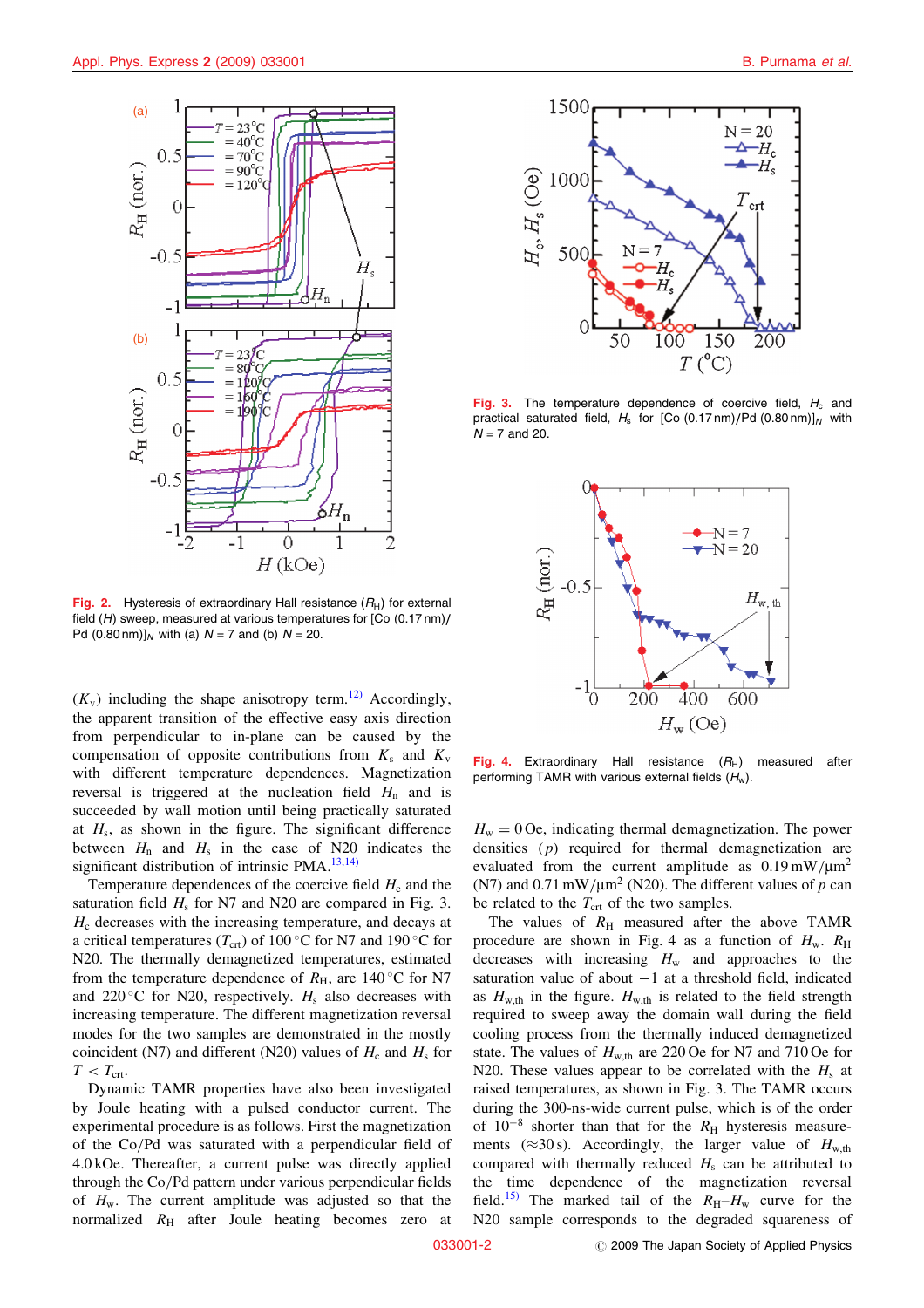Fig. 2. Hysteresis of extraordinary Hall resistance ($R_H$) for external field ($H$) sweep, measured at various temperatures for [Co (0.17 nm)/Pd (0.80 nm)]$_N$ with (a) $N = 7$ and (b) $N = 20$.

Fig. 3. The temperature dependence of coercive field, $H_c$ and practical saturated field, $H_s$ for [Co (0.17 nm)/Pd (0.80 nm)]$_N$ with $N = 7$ and 20.

Fig. 4. Extraordinary Hall resistance ($R_H$) measured after performing TAMR with various external fields ($H_w$).

($K_v$) including the shape anisotropy term.[12] Accordingly, the apparent transition of the effective easy axis direction from perpendicular to in-plane can be caused by the compensation of opposite contributions from $K_s$ and $K_v$ with different temperature dependences. Magnetization reversal is triggered at the nucleation field $H_n$ and is succeeded by wall motion until being practically saturated at $H_s$, as shown in the figure. The significant difference between $H_n$ and $H_s$ in the case of N20 indicates the significant distribution of intrinsic PMA.[13,14)]

Temperature dependences of the coercive field $H_c$ and the saturation field $H_s$ for N7 and N20 are compared in Fig. 3. $H_c$ decreases with the increasing temperature, and decays at a critical temperatures ($T_{crt}$) of 100 °C for N7 and 190 °C for N20. The thermally demagnetized temperatures, estimated from the temperature dependence of $R_H$, are 140 °C for N7 and 220 °C for N20, respectively. $H_s$ also decreases with increasing temperature. The different magnetization reversal modes for the two samples are demonstrated in the mostly coincident (N7) and different (N20) values of $H_c$ and $H_s$ for $T < T_{crt}$.

Dynamic TAMR properties have also been investigated by Joule heating with a pulsed conductor current. The experimental procedure is as follows. First the magnetization of the Co/Pd was saturated with a perpendicular field of 4.0 kOe. Thereafter, a current pulse was directly applied through the Co/Pd pattern under various perpendicular fields of $H_w$. The current amplitude was adjusted so that the normalized $R_H$ after Joule heating becomes zero at $H_w = 0$ Oe, indicating thermal demagnetization. The power densities ($p$) required for thermal demagnetization are evaluated from the current amplitude as 0.19 mW/μm$^2$ (N7) and 0.71 mW/μm$^2$ (N20). The different values of $p$ can be related to the $T_{crt}$ of the two samples.

The values of $R_H$ measured after the above TAMR procedure are shown in Fig. 4 as a function of $H_w$. $R_H$ decreases with increasing $H_w$ and approaches the saturation value of about −1 at a threshold field, indicated as $H_{w,th}$ in the figure. $H_{w,th}$ is related to the field strength required to sweep away the domain wall during the field cooling process from the thermally induced demagnetized state. The values of $H_{w,th}$ are 220 Oe for N7 and 710 Oe for N20. These values appear to be correlated with the $H_s$ at raised temperatures, as shown in Fig. 3. The TAMR occurs during the 300-ns-wide current pulse, which is of the order of $10^{-8}$ shorter than that for the $R_H$ hysteresis measurements (≈30 s). Accordingly, the larger value of $H_{w,th}$ compared with thermally reduced $H_s$ can be attributed to the time dependence of the magnetization reversal field.[15] The marked tail of the $R_H$–$H_w$ curve for the N20 sample corresponds to the degraded squareness of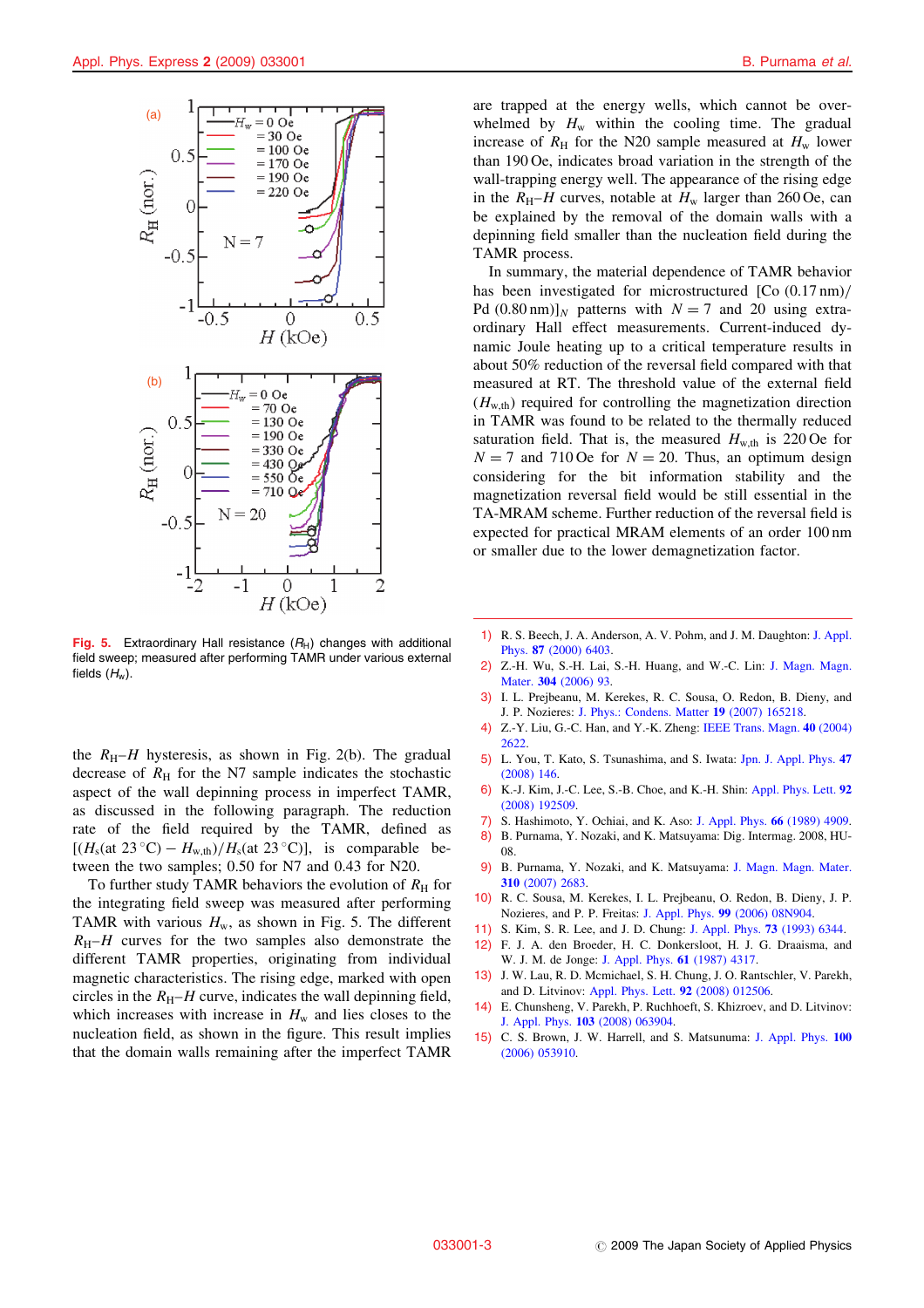(a)

1

0.5

0

-0.5

-1

$R_H$ (nor.)

$H_w$ = 0 Oe
= 30 Oe
= 100 Oe
= 170 Oe
= 190 Oe
= 220 Oe

N = 7

-0.5 0 0.5

$H$ (kOe)

(b)

1

0.5

0

-0.5

-1

$R_H$ (nor.)

$H_w$ = 0 Oe
= 70 Oe
= 130 Oe
= 190 Oe
= 330 Oe
= 430 Oe
= 550 Oe
= 710 Oe

N = 20

-2 -1 0 1 2

$H$ (kOe)

**Fig. 5.** Extraordinary Hall resistance ($R_H$) changes with additional field sweep; measured after performing TAMR under various external fields ($H_w$).

the $R_H$–$H$ hysteresis, as shown in Fig. 2(b). The gradual decrease of $R_H$ for the N7 sample indicates the stochastic aspect of the wall depinning process in imperfect TAMR, as discussed in the following paragraph. The reduction rate of the field required by the TAMR, defined as $[(H_s(\text{at } 23\,°\text{C}) - H_{w,th})/H_s(\text{at } 23\,°\text{C})]$, is comparable between the two samples; 0.50 for N7 and 0.43 for N20.

To further study TAMR behaviors the evolution of $R_H$ for the integrating field sweep was measured after performing TAMR with various $H_w$, as shown in Fig. 5. The different $R_H$–$H$ curves for the two samples also demonstrate the different TAMR properties, originating from individual magnetic characteristics. The rising edge, marked with open circles in the $R_H$–$H$ curve, indicates the wall depinning field, which increases with increase in $H_w$ and lies closes to the nucleation field, as shown in the figure. This result implies that the domain walls remaining after the imperfect TAMR are trapped at the energy wells, which cannot be overwhelmed by $H_w$ within the cooling time. The gradual increase of $R_H$ for the N20 sample measured at $H_w$ lower than 190 Oe, indicates broad variation in the strength of the wall-trapping energy well. The appearance of the rising edge in the $R_H$–$H$ curves, notable at $H_w$ larger than 260 Oe, can be explained by the removal of the domain walls with a depinning field smaller than the nucleation field during the TAMR process.

In summary, the material dependence of TAMR behavior has been investigated for microstructured [Co (0.17 nm)/Pd (0.80 nm)]$_N$ patterns with $N = 7$ and 20 using extraordinary Hall effect measurements. Current-induced dynamic Joule heating up to a critical temperature results in about 50% reduction of the reversal field compared with that measured at RT. The threshold value of the external field ($H_{w,th}$) required for controlling the magnetization direction in TAMR was found to be related to the thermally reduced saturation field. That is, the measured $H_{w,th}$ is 220 Oe for $N = 7$ and 710 Oe for $N = 20$. Thus, an optimum design considering for the bit information stability and the magnetization reversal field would be still essential in the TA-MRAM scheme. Further reduction of the reversal field is expected for practical MRAM elements of an order 100 nm or smaller due to the lower demagnetization factor.

1) R. S. Beech, J. A. Anderson, A. V. Pohm, and J. M. Daughton: J. Appl. Phys. **87** (2000) 6403.
2) Z.-H. Wu, S.-H. Lai, S.-H. Huang, and W.-C. Lin: J. Magn. Magn. Mater. **304** (2006) 93.
3) I. L. Prejbeanu, M. Kerekes, R. C. Sousa, O. Redon, B. Dieny, and J. P. Nozieres: J. Phys.: Condens. Matter **19** (2007) 165218.
4) Z.-Y. Liu, G.-C. Han, and Y.-K. Zheng: IEEE Trans. Magn. **40** (2004) 2622.
5) L. You, T. Kato, S. Tsunashima, and S. Iwata: Jpn. J. Appl. Phys. **47** (2008) 146.
6) K.-J. Kim, J.-C. Lee, S.-B. Choe, and K.-H. Shin: Appl. Phys. Lett. **92** (2008) 192509.
7) S. Hashimoto, Y. Ochiai, and K. Aso: J. Appl. Phys. **66** (1989) 4909.
8) B. Purnama, Y. Nozaki, and K. Matsuyama: Dig. Intermag. 2008, HU-08.
9) B. Purnama, Y. Nozaki, and K. Matsuyama: J. Magn. Magn. Mater. **310** (2007) 2683.
10) R. C. Sousa, M. Kerekes, I. L. Prejbeanu, O. Redon, B. Dieny, J. P. Nozieres, and P. P. Freitas: J. Appl. Phys. **99** (2006) 08N904.
11) S. Kim, S. R. Lee, and J. D. Chung: J. Appl. Phys. **73** (1993) 6344.
12) F. J. A. den Broeder, H. C. Donkersloot, H. J. G. Draaisma, and W. J. M. de Jonge: J. Appl. Phys. **61** (1987) 4317.
13) J. W. Lau, R. D. Mcmichael, S. H. Chung, J. O. Rantschler, V. Parekh, and D. Litvinov: Appl. Phys. Lett. **92** (2008) 012506.
14) E. Chunsheng, V. Parekh, P. Ruchhoeft, S. Khizroev, and D. Litvinov: J. Appl. Phys. **103** (2008) 063904.
15) C. S. Brown, J. W. Harrell, and S. Matsunuma: J. Appl. Phys. **100** (2006) 053910.